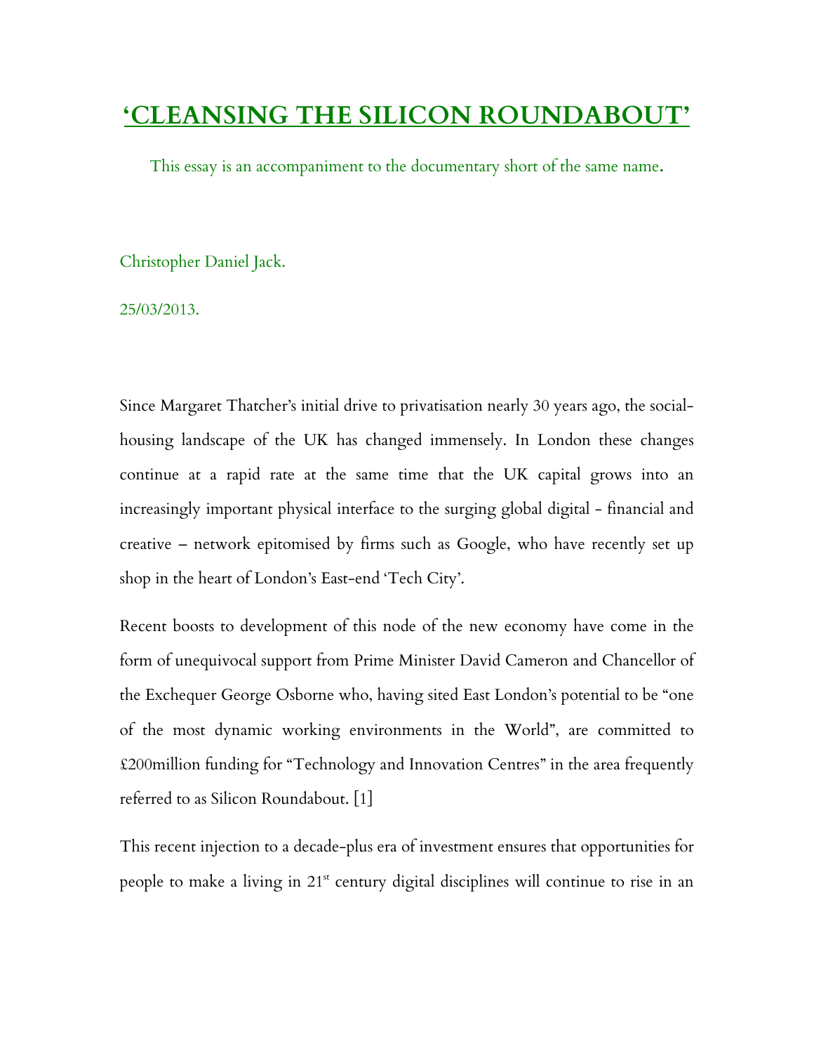# 'CLEANSING THE SILICON ROUNDABOUT'

This essay is an accompaniment to the documentary short of the same name.

Christopher Daniel Jack.

25/03/2013.

Since Margaret Thatcher's initial drive to privatisation nearly 30 years ago, the social-housing landscape of the UK has changed immensely. In London these changes continue at a rapid rate at the same time that the UK capital grows into an increasingly important physical interface to the surging global digital - financial and creative – network epitomised by firms such as Google, who have recently set up shop in the heart of London's East-end 'Tech City'.

Recent boosts to development of this node of the new economy have come in the form of unequivocal support from Prime Minister David Cameron and Chancellor of the Exchequer George Osborne who, having sited East London's potential to be "one of the most dynamic working environments in the World", are committed to £200million funding for "Technology and Innovation Centres" in the area frequently referred to as Silicon Roundabout. [1]

This recent injection to a decade-plus era of investment ensures that opportunities for people to make a living in 21st century digital disciplines will continue to rise in an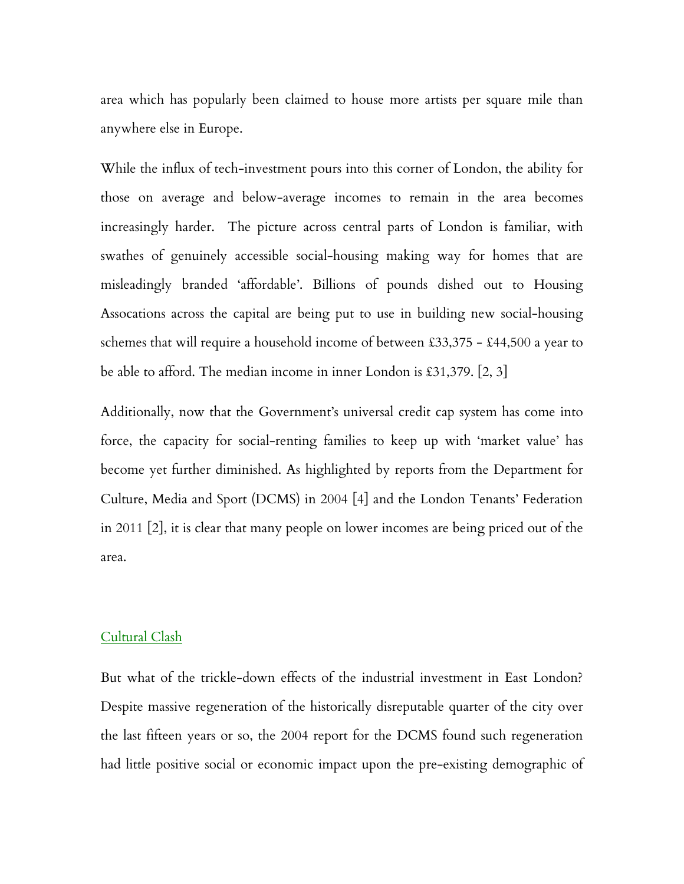area which has popularly been claimed to house more artists per square mile than anywhere else in Europe.

While the influx of tech-investment pours into this corner of London, the ability for those on average and below-average incomes to remain in the area becomes increasingly harder. The picture across central parts of London is familiar, with swathes of genuinely accessible social-housing making way for homes that are misleadingly branded 'affordable'. Billions of pounds dished out to Housing Assocations across the capital are being put to use in building new social-housing schemes that will require a household income of between £33,375 - £44,500 a year to be able to afford. The median income in inner London is £31,379. [2, 3]

Additionally, now that the Government's universal credit cap system has come into force, the capacity for social-renting families to keep up with 'market value' has become yet further diminished. As highlighted by reports from the Department for Culture, Media and Sport (DCMS) in 2004 [4] and the London Tenants' Federation in 2011 [2], it is clear that many people on lower incomes are being priced out of the area.

## Cultural Clash

But what of the trickle-down effects of the industrial investment in East London? Despite massive regeneration of the historically disreputable quarter of the city over the last fifteen years or so, the 2004 report for the DCMS found such regeneration had little positive social or economic impact upon the pre-existing demographic of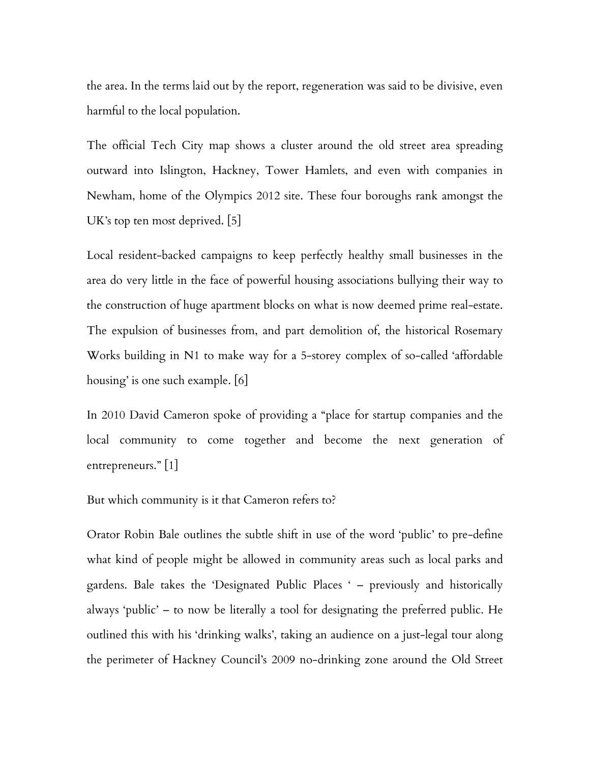the area. In the terms laid out by the report, regeneration was said to be divisive, even harmful to the local population.

The official Tech City map shows a cluster around the old street area spreading outward into Islington, Hackney, Tower Hamlets, and even with companies in Newham, home of the Olympics 2012 site. These four boroughs rank amongst the UK's top ten most deprived. [5]

Local resident-backed campaigns to keep perfectly healthy small businesses in the area do very little in the face of powerful housing associations bullying their way to the construction of huge apartment blocks on what is now deemed prime real-estate. The expulsion of businesses from, and part demolition of, the historical Rosemary Works building in N1 to make way for a 5-storey complex of so-called 'affordable housing' is one such example. [6]

In 2010 David Cameron spoke of providing a "place for startup companies and the local community to come together and become the next generation of entrepreneurs." [1]

But which community is it that Cameron refers to?

Orator Robin Bale outlines the subtle shift in use of the word 'public' to pre-define what kind of people might be allowed in community areas such as local parks and gardens. Bale takes the 'Designated Public Places ' – previously and historically always 'public' – to now be literally a tool for designating the preferred public. He outlined this with his 'drinking walks', taking an audience on a just-legal tour along the perimeter of Hackney Council's 2009 no-drinking zone around the Old Street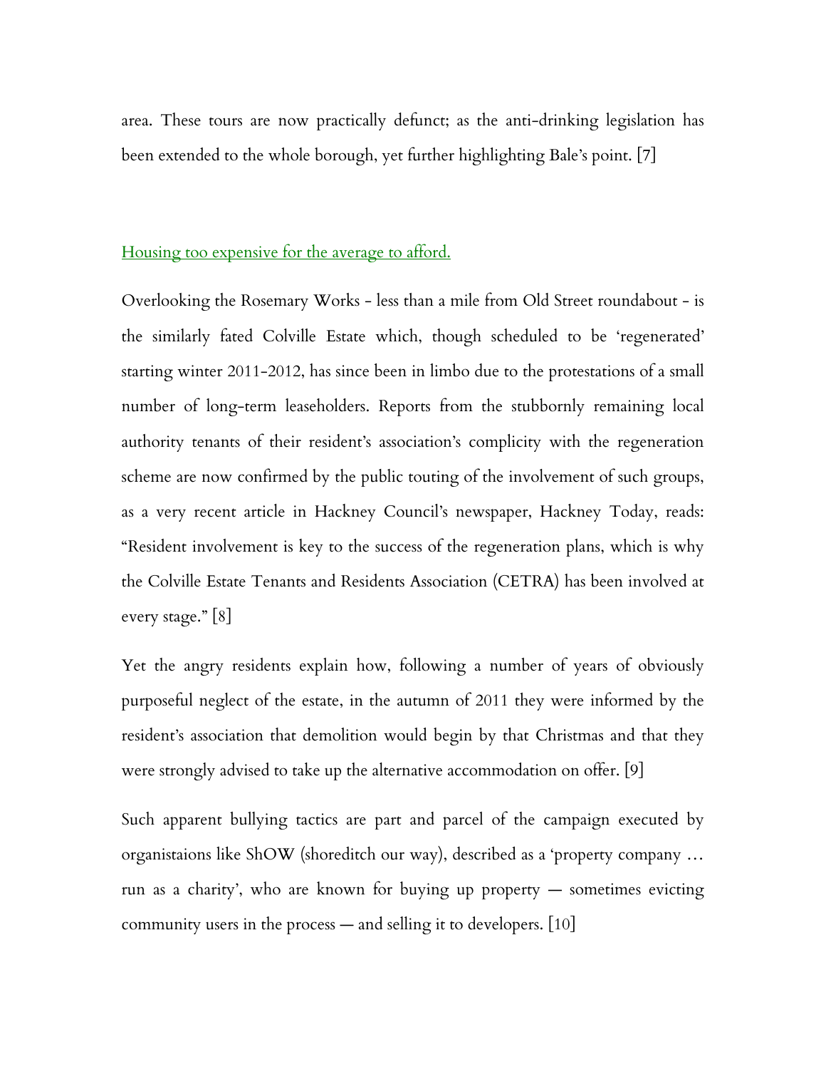area. These tours are now practically defunct; as the anti-drinking legislation has been extended to the whole borough, yet further highlighting Bale's point. [7]

## Housing too expensive for the average to afford.

Overlooking the Rosemary Works - less than a mile from Old Street roundabout - is the similarly fated Colville Estate which, though scheduled to be 'regenerated' starting winter 2011-2012, has since been in limbo due to the protestations of a small number of long-term leaseholders. Reports from the stubbornly remaining local authority tenants of their resident's association's complicity with the regeneration scheme are now confirmed by the public touting of the involvement of such groups, as a very recent article in Hackney Council's newspaper, Hackney Today, reads: "Resident involvement is key to the success of the regeneration plans, which is why the Colville Estate Tenants and Residents Association (CETRA) has been involved at every stage." [8]

Yet the angry residents explain how, following a number of years of obviously purposeful neglect of the estate, in the autumn of 2011 they were informed by the resident's association that demolition would begin by that Christmas and that they were strongly advised to take up the alternative accommodation on offer. [9]

Such apparent bullying tactics are part and parcel of the campaign executed by organistaions like ShOW (shoreditch our way), described as a 'property company … run as a charity', who are known for buying up property — sometimes evicting community users in the process — and selling it to developers. [10]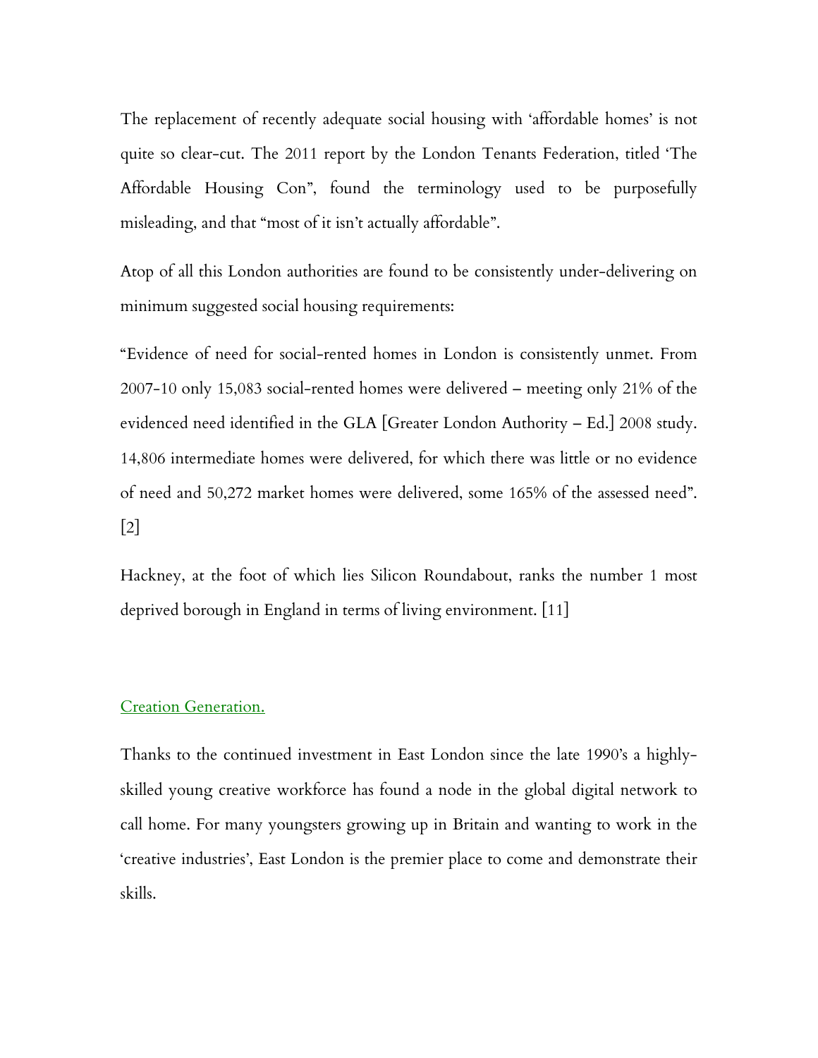The replacement of recently adequate social housing with 'affordable homes' is not quite so clear-cut. The 2011 report by the London Tenants Federation, titled 'The Affordable Housing Con", found the terminology used to be purposefully misleading, and that "most of it isn't actually affordable".

Atop of all this London authorities are found to be consistently under-delivering on minimum suggested social housing requirements:

"Evidence of need for social-rented homes in London is consistently unmet. From 2007-10 only 15,083 social-rented homes were delivered – meeting only 21% of the evidenced need identified in the GLA [Greater London Authority – Ed.] 2008 study. 14,806 intermediate homes were delivered, for which there was little or no evidence of need and 50,272 market homes were delivered, some 165% of the assessed need". [2]

Hackney, at the foot of which lies Silicon Roundabout, ranks the number 1 most deprived borough in England in terms of living environment. [11]

## Creation Generation.

Thanks to the continued investment in East London since the late 1990's a highly-skilled young creative workforce has found a node in the global digital network to call home. For many youngsters growing up in Britain and wanting to work in the 'creative industries', East London is the premier place to come and demonstrate their skills.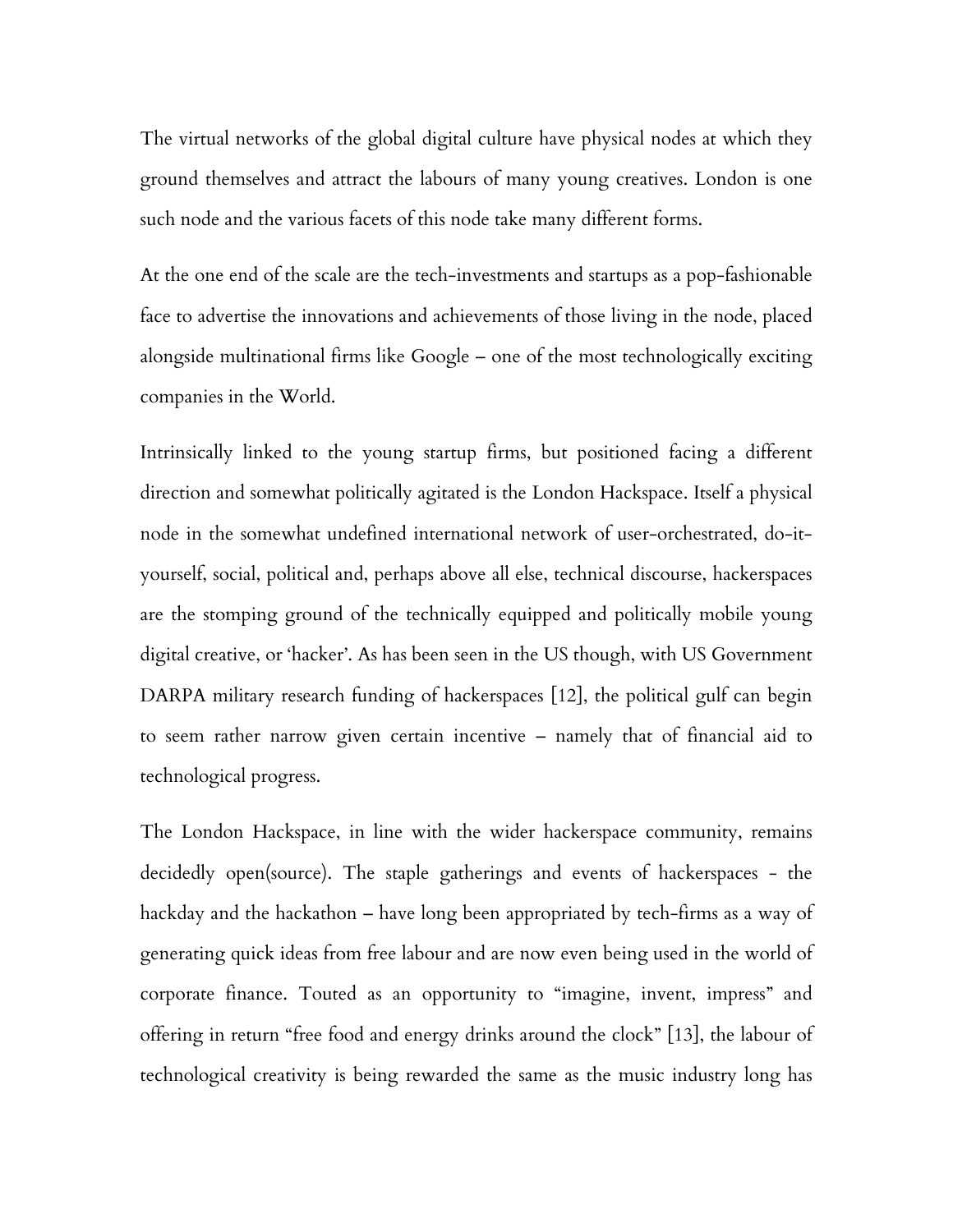The virtual networks of the global digital culture have physical nodes at which they ground themselves and attract the labours of many young creatives. London is one such node and the various facets of this node take many different forms.

At the one end of the scale are the tech-investments and startups as a pop-fashionable face to advertise the innovations and achievements of those living in the node, placed alongside multinational firms like Google – one of the most technologically exciting companies in the World.

Intrinsically linked to the young startup firms, but positioned facing a different direction and somewhat politically agitated is the London Hackspace. Itself a physical node in the somewhat undefined international network of user-orchestrated, do-it-yourself, social, political and, perhaps above all else, technical discourse, hackerspaces are the stomping ground of the technically equipped and politically mobile young digital creative, or 'hacker'. As has been seen in the US though, with US Government DARPA military research funding of hackerspaces [12], the political gulf can begin to seem rather narrow given certain incentive – namely that of financial aid to technological progress.

The London Hackspace, in line with the wider hackerspace community, remains decidedly open(source). The staple gatherings and events of hackerspaces - the hackday and the hackathon – have long been appropriated by tech-firms as a way of generating quick ideas from free labour and are now even being used in the world of corporate finance. Touted as an opportunity to "imagine, invent, impress" and offering in return "free food and energy drinks around the clock" [13], the labour of technological creativity is being rewarded the same as the music industry long has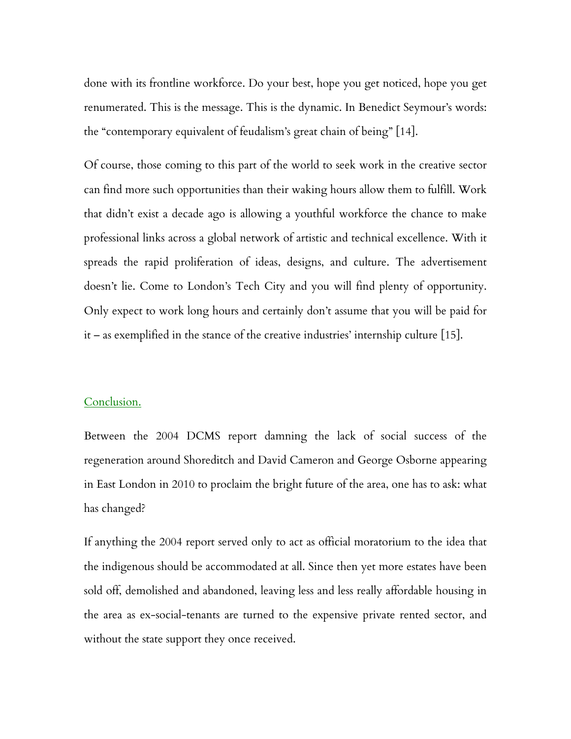done with its frontline workforce. Do your best, hope you get noticed, hope you get renumerated. This is the message. This is the dynamic. In Benedict Seymour's words: the "contemporary equivalent of feudalism's great chain of being" [14].

Of course, those coming to this part of the world to seek work in the creative sector can find more such opportunities than their waking hours allow them to fulfill. Work that didn't exist a decade ago is allowing a youthful workforce the chance to make professional links across a global network of artistic and technical excellence. With it spreads the rapid proliferation of ideas, designs, and culture. The advertisement doesn't lie. Come to London's Tech City and you will find plenty of opportunity. Only expect to work long hours and certainly don't assume that you will be paid for it – as exemplified in the stance of the creative industries' internship culture [15].

## Conclusion.

Between the 2004 DCMS report damning the lack of social success of the regeneration around Shoreditch and David Cameron and George Osborne appearing in East London in 2010 to proclaim the bright future of the area, one has to ask: what has changed?

If anything the 2004 report served only to act as official moratorium to the idea that the indigenous should be accommodated at all. Since then yet more estates have been sold off, demolished and abandoned, leaving less and less really affordable housing in the area as ex-social-tenants are turned to the expensive private rented sector, and without the state support they once received.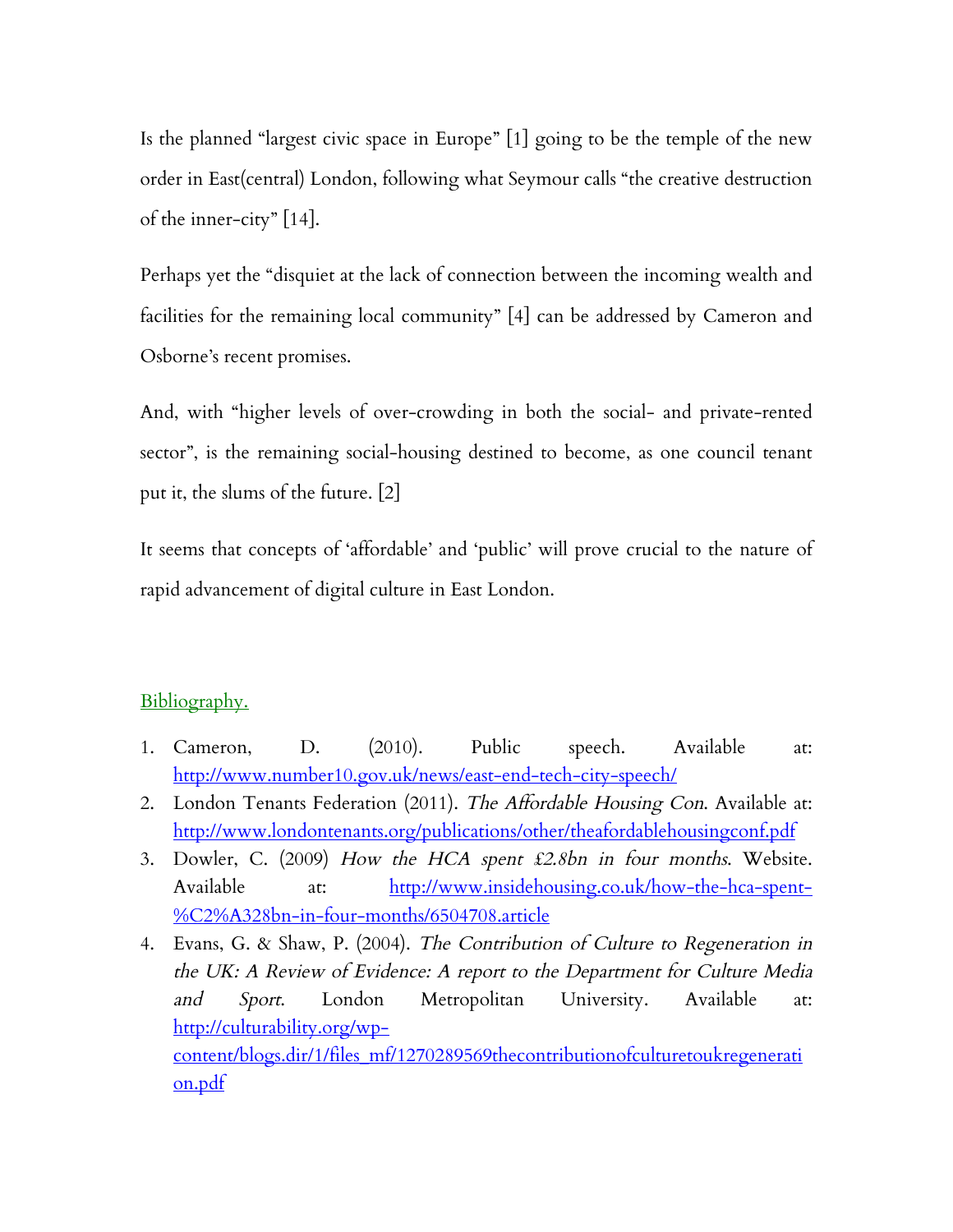Is the planned "largest civic space in Europe" [1] going to be the temple of the new order in East(central) London, following what Seymour calls "the creative destruction of the inner-city" [14].

Perhaps yet the "disquiet at the lack of connection between the incoming wealth and facilities for the remaining local community" [4] can be addressed by Cameron and Osborne's recent promises.

And, with "higher levels of over-crowding in both the social- and private-rented sector", is the remaining social-housing destined to become, as one council tenant put it, the slums of the future. [2]

It seems that concepts of 'affordable' and 'public' will prove crucial to the nature of rapid advancement of digital culture in East London.

## Bibliography.

1. Cameron, D. (2010). Public speech. Available at: http://www.number10.gov.uk/news/east-end-tech-city-speech/
2. London Tenants Federation (2011). *The Affordable Housing Con*. Available at: http://www.londontenants.org/publications/other/theafordablehousingconf.pdf
3. Dowler, C. (2009) *How the HCA spent £2.8bn in four months*. Website. Available at: http://www.insidehousing.co.uk/how-the-hca-spent-%C2%A328bn-in-four-months/6504708.article
4. Evans, G. & Shaw, P. (2004). *The Contribution of Culture to Regeneration in the UK: A Review of Evidence: A report to the Department for Culture Media and Sport*. London Metropolitan University. Available at: http://culturability.org/wp-content/blogs.dir/1/files_mf/1270289569thecontributionofculturetoukregeneration.pdf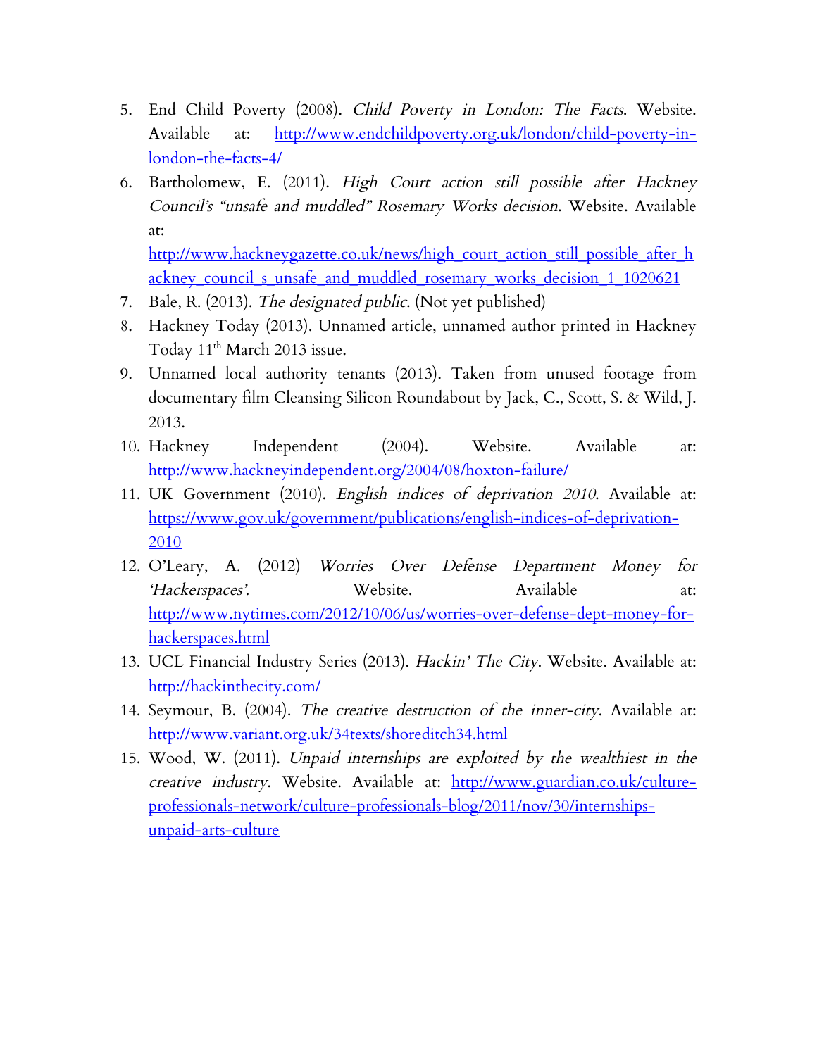5. End Child Poverty (2008). *Child Poverty in London: The Facts*. Website. Available at: http://www.endchildpoverty.org.uk/london/child-poverty-in-london-the-facts-4/
6. Bartholomew, E. (2011). *High Court action still possible after Hackney Council's "unsafe and muddled" Rosemary Works decision*. Website. Available at: http://www.hackneygazette.co.uk/news/high_court_action_still_possible_after_hackney_council_s_unsafe_and_muddled_rosemary_works_decision_1_1020621
7. Bale, R. (2013). *The designated public*. (Not yet published)
8. Hackney Today (2013). Unnamed article, unnamed author printed in Hackney Today 11th March 2013 issue.
9. Unnamed local authority tenants (2013). Taken from unused footage from documentary film Cleansing Silicon Roundabout by Jack, C., Scott, S. & Wild, J. 2013.
10. Hackney Independent (2004). Website. Available at: http://www.hackneyindependent.org/2004/08/hoxton-failure/
11. UK Government (2010). *English indices of deprivation 2010*. Available at: https://www.gov.uk/government/publications/english-indices-of-deprivation-2010
12. O'Leary, A. (2012) *Worries Over Defense Department Money for 'Hackerspaces'*. Website. Available at: http://www.nytimes.com/2012/10/06/us/worries-over-defense-dept-money-for-hackerspaces.html
13. UCL Financial Industry Series (2013). *Hackin' The City*. Website. Available at: http://hackinthecity.com/
14. Seymour, B. (2004). *The creative destruction of the inner-city*. Available at: http://www.variant.org.uk/34texts/shoreditch34.html
15. Wood, W. (2011). *Unpaid internships are exploited by the wealthiest in the creative industry*. Website. Available at: http://www.guardian.co.uk/culture-professionals-network/culture-professionals-blog/2011/nov/30/internships-unpaid-arts-culture